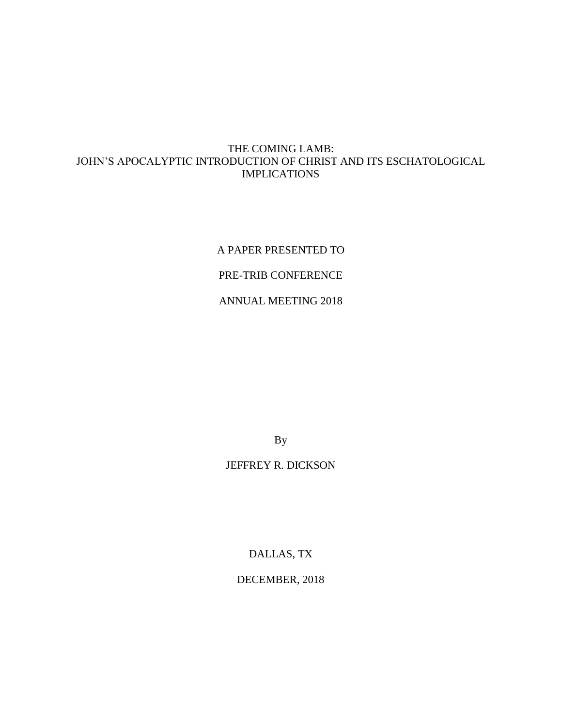# THE COMING LAMB:
# JOHN'S APOCALYPTIC INTRODUCTION OF CHRIST AND ITS ESCHATOLOGICAL IMPLICATIONS

A PAPER PRESENTED TO

PRE-TRIB CONFERENCE

ANNUAL MEETING 2018

By

JEFFREY R. DICKSON

DALLAS, TX

DECEMBER, 2018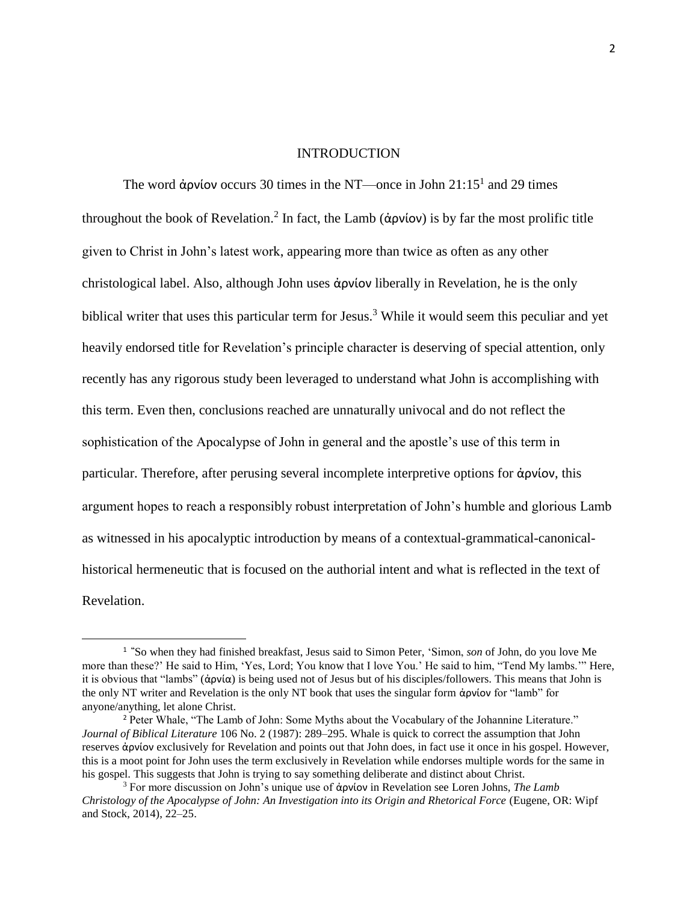## INTRODUCTION

The word ἀρνίον occurs 30 times in the NT—once in John 21:15[1] and 29 times throughout the book of Revelation.[2] In fact, the Lamb (ἀρνίον) is by far the most prolific title given to Christ in John's latest work, appearing more than twice as often as any other christological label. Also, although John uses ἀρνίον liberally in Revelation, he is the only biblical writer that uses this particular term for Jesus.[3] While it would seem this peculiar and yet heavily endorsed title for Revelation's principle character is deserving of special attention, only recently has any rigorous study been leveraged to understand what John is accomplishing with this term. Even then, conclusions reached are unnaturally univocal and do not reflect the sophistication of the Apocalypse of John in general and the apostle's use of this term in particular. Therefore, after perusing several incomplete interpretive options for ἀρνίον, this argument hopes to reach a responsibly robust interpretation of John's humble and glorious Lamb as witnessed in his apocalyptic introduction by means of a contextual-grammatical-canonical-historical hermeneutic that is focused on the authorial intent and what is reflected in the text of Revelation.

---

[1] "So when they had finished breakfast, Jesus said to Simon Peter, 'Simon, *son* of John, do you love Me more than these?' He said to Him, 'Yes, Lord; You know that I love You.' He said to him, "Tend My lambs.'" Here, it is obvious that "lambs" (ἀρνία) is being used not of Jesus but of his disciples/followers. This means that John is the only NT writer and Revelation is the only NT book that uses the singular form ἀρνίον for "lamb" for anyone/anything, let alone Christ.

[2] Peter Whale, "The Lamb of John: Some Myths about the Vocabulary of the Johannine Literature." *Journal of Biblical Literature* 106 No. 2 (1987): 289–295. Whale is quick to correct the assumption that John reserves ἀρνίον exclusively for Revelation and points out that John does, in fact use it once in his gospel. However, this is a moot point for John uses the term exclusively in Revelation while endorses multiple words for the same in his gospel. This suggests that John is trying to say something deliberate and distinct about Christ.

[3] For more discussion on John's unique use of ἀρνίον in Revelation see Loren Johns, *The Lamb Christology of the Apocalypse of John: An Investigation into its Origin and Rhetorical Force* (Eugene, OR: Wipf and Stock, 2014), 22–25.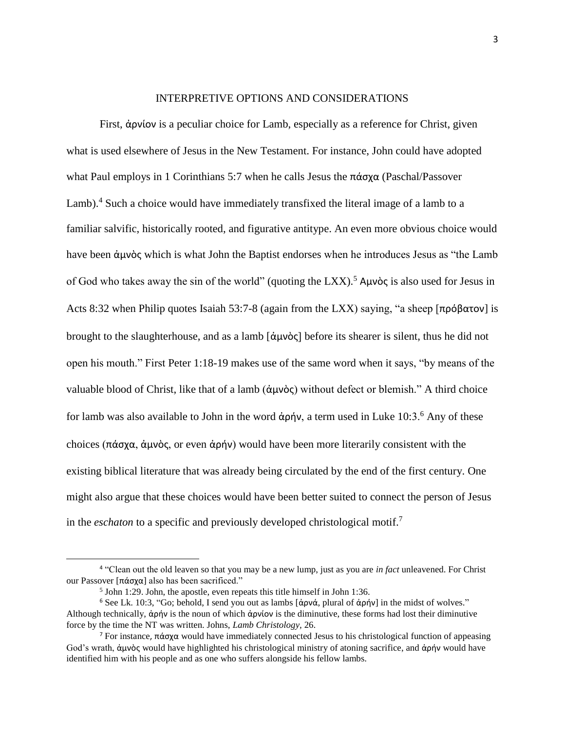## INTERPRETIVE OPTIONS AND CONSIDERATIONS

First, ἀρνίον is a peculiar choice for Lamb, especially as a reference for Christ, given what is used elsewhere of Jesus in the New Testament. For instance, John could have adopted what Paul employs in 1 Corinthians 5:7 when he calls Jesus the πάσχα (Paschal/Passover Lamb).[4] Such a choice would have immediately transfixed the literal image of a lamb to a familiar salvific, historically rooted, and figurative antitype. An even more obvious choice would have been ἀμνὸς which is what John the Baptist endorses when he introduces Jesus as "the Lamb of God who takes away the sin of the world" (quoting the LXX).[5] Αμνὸς is also used for Jesus in Acts 8:32 when Philip quotes Isaiah 53:7-8 (again from the LXX) saying, "a sheep [πρόβατον] is brought to the slaughterhouse, and as a lamb [ἀμνὸς] before its shearer is silent, thus he did not open his mouth." First Peter 1:18-19 makes use of the same word when it says, "by means of the valuable blood of Christ, like that of a lamb (ἀμνὸς) without defect or blemish." A third choice for lamb was also available to John in the word ἀρήν, a term used in Luke 10:3.[6] Any of these choices (πάσχα, ἀμνὸς, or even ἀρήν) would have been more literarily consistent with the existing biblical literature that was already being circulated by the end of the first century. One might also argue that these choices would have been better suited to connect the person of Jesus in the *eschaton* to a specific and previously developed christological motif.[7]

---

[4] "Clean out the old leaven so that you may be a new lump, just as you are *in fact* unleavened. For Christ our Passover [πάσχα] also has been sacrificed."

[5] John 1:29. John, the apostle, even repeats this title himself in John 1:36.

[6] See Lk. 10:3, "Go; behold, I send you out as lambs [ἀρνά, plural of ἀρήν] in the midst of wolves." Although technically, ἀρήν is the noun of which ἀρνίον is the diminutive, these forms had lost their diminutive force by the time the NT was written. Johns, *Lamb Christology*, 26.

[7] For instance, πάσχα would have immediately connected Jesus to his christological function of appeasing God's wrath, ἀμνὸς would have highlighted his christological ministry of atoning sacrifice, and ἀρήν would have identified him with his people and as one who suffers alongside his fellow lambs.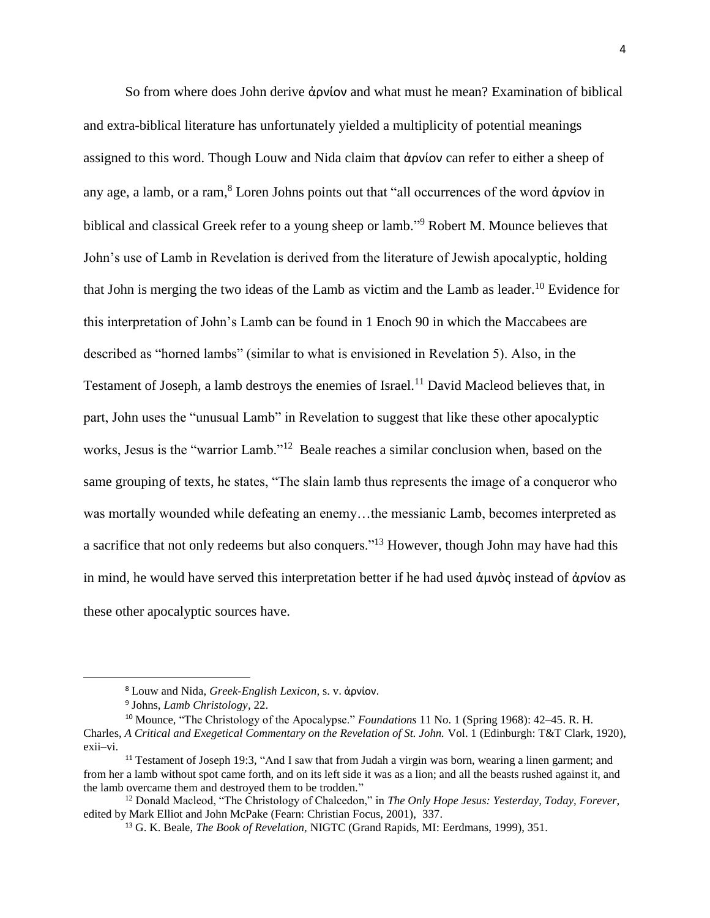So from where does John derive ἀρνίον and what must he mean? Examination of biblical and extra-biblical literature has unfortunately yielded a multiplicity of potential meanings assigned to this word. Though Louw and Nida claim that ἀρνίον can refer to either a sheep of any age, a lamb, or a ram,[8] Loren Johns points out that "all occurrences of the word ἀρνίον in biblical and classical Greek refer to a young sheep or lamb."[9] Robert M. Mounce believes that John's use of Lamb in Revelation is derived from the literature of Jewish apocalyptic, holding that John is merging the two ideas of the Lamb as victim and the Lamb as leader.[10] Evidence for this interpretation of John's Lamb can be found in 1 Enoch 90 in which the Maccabees are described as "horned lambs" (similar to what is envisioned in Revelation 5). Also, in the Testament of Joseph, a lamb destroys the enemies of Israel.[11] David Macleod believes that, in part, John uses the "unusual Lamb" in Revelation to suggest that like these other apocalyptic works, Jesus is the "warrior Lamb."[12] Beale reaches a similar conclusion when, based on the same grouping of texts, he states, "The slain lamb thus represents the image of a conqueror who was mortally wounded while defeating an enemy…the messianic Lamb, becomes interpreted as a sacrifice that not only redeems but also conquers."[13] However, though John may have had this in mind, he would have served this interpretation better if he had used ἀμνὸς instead of ἀρνίον as these other apocalyptic sources have.

---

[8] Louw and Nida, *Greek-English Lexicon*, s. v. ἀρνίον.

[9] Johns, *Lamb Christology*, 22.

[10] Mounce, "The Christology of the Apocalypse." *Foundations* 11 No. 1 (Spring 1968): 42–45. R. H. Charles, *A Critical and Exegetical Commentary on the Revelation of St. John.* Vol. 1 (Edinburgh: T&T Clark, 1920), exii–vi.

[11] Testament of Joseph 19:3, "And I saw that from Judah a virgin was born, wearing a linen garment; and from her a lamb without spot came forth, and on its left side it was as a lion; and all the beasts rushed against it, and the lamb overcame them and destroyed them to be trodden."

[12] Donald Macleod, "The Christology of Chalcedon," in *The Only Hope Jesus: Yesterday, Today, Forever,* edited by Mark Elliot and John McPake (Fearn: Christian Focus, 2001), 337.

[13] G. K. Beale, *The Book of Revelation,* NIGTC (Grand Rapids, MI: Eerdmans, 1999), 351.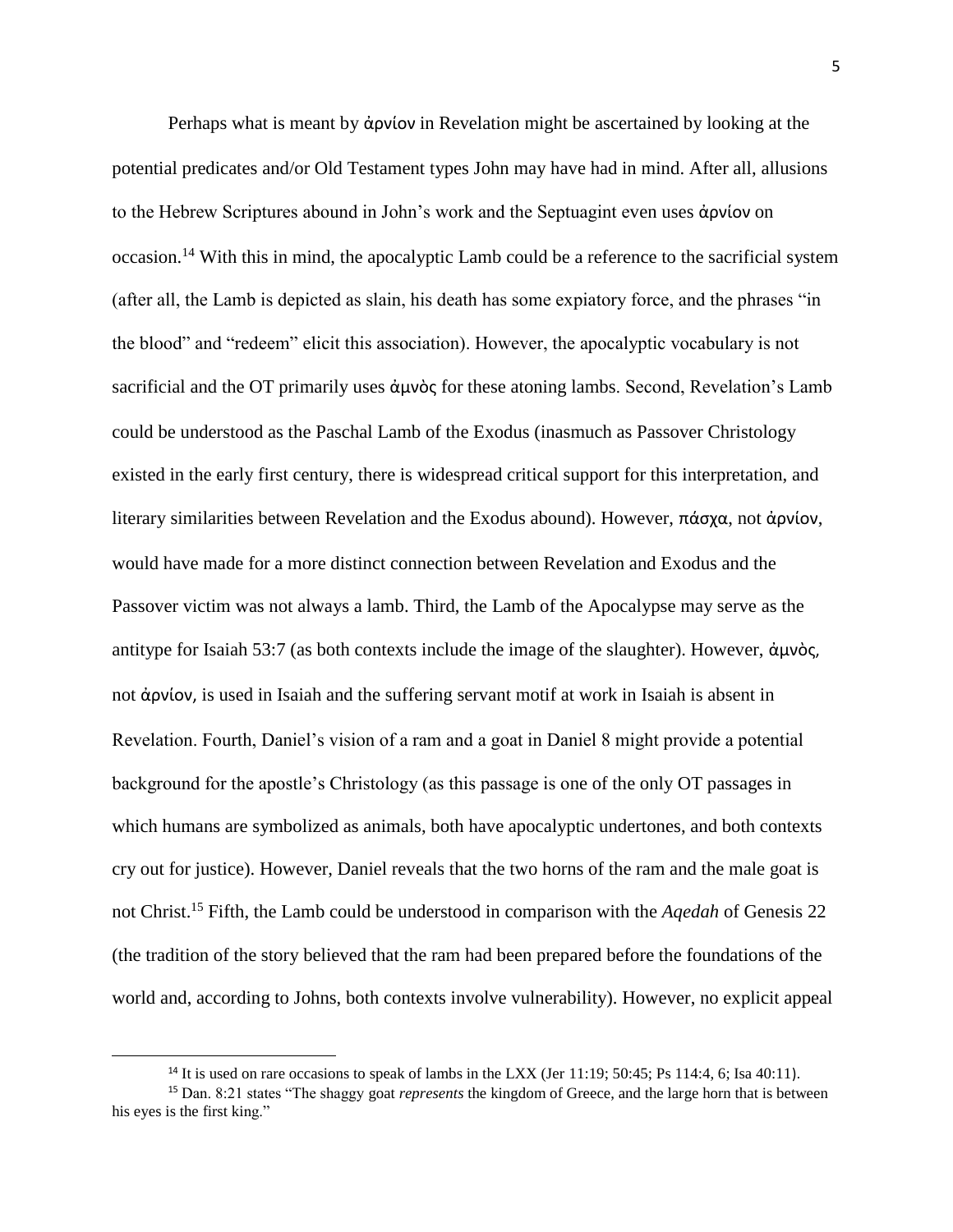Perhaps what is meant by ἀρνίον in Revelation might be ascertained by looking at the potential predicates and/or Old Testament types John may have had in mind. After all, allusions to the Hebrew Scriptures abound in John's work and the Septuagint even uses ἀρνίον on occasion.[14] With this in mind, the apocalyptic Lamb could be a reference to the sacrificial system (after all, the Lamb is depicted as slain, his death has some expiatory force, and the phrases "in the blood" and "redeem" elicit this association). However, the apocalyptic vocabulary is not sacrificial and the OT primarily uses ἀμνὸς for these atoning lambs. Second, Revelation's Lamb could be understood as the Paschal Lamb of the Exodus (inasmuch as Passover Christology existed in the early first century, there is widespread critical support for this interpretation, and literary similarities between Revelation and the Exodus abound). However, πάσχα, not ἀρνίον, would have made for a more distinct connection between Revelation and Exodus and the Passover victim was not always a lamb. Third, the Lamb of the Apocalypse may serve as the antitype for Isaiah 53:7 (as both contexts include the image of the slaughter). However, ἀμνὸς, not ἀρνίον, is used in Isaiah and the suffering servant motif at work in Isaiah is absent in Revelation. Fourth, Daniel's vision of a ram and a goat in Daniel 8 might provide a potential background for the apostle's Christology (as this passage is one of the only OT passages in which humans are symbolized as animals, both have apocalyptic undertones, and both contexts cry out for justice). However, Daniel reveals that the two horns of the ram and the male goat is not Christ.[15] Fifth, the Lamb could be understood in comparison with the *Aqedah* of Genesis 22 (the tradition of the story believed that the ram had been prepared before the foundations of the world and, according to Johns, both contexts involve vulnerability). However, no explicit appeal

---

[14] It is used on rare occasions to speak of lambs in the LXX (Jer 11:19; 50:45; Ps 114:4, 6; Isa 40:11).

[15] Dan. 8:21 states "The shaggy goat *represents* the kingdom of Greece, and the large horn that is between his eyes is the first king."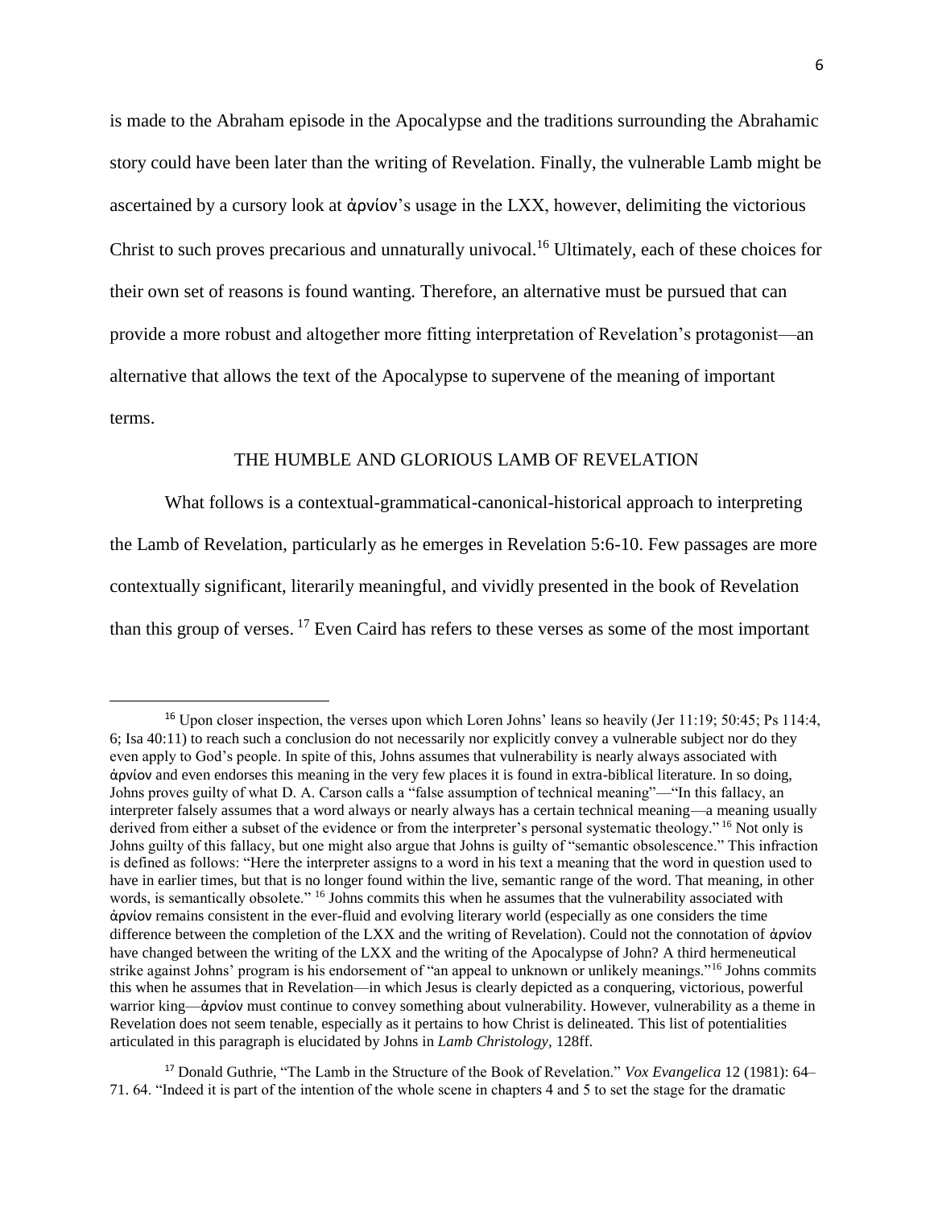is made to the Abraham episode in the Apocalypse and the traditions surrounding the Abrahamic story could have been later than the writing of Revelation. Finally, the vulnerable Lamb might be ascertained by a cursory look at ἀρνίον's usage in the LXX, however, delimiting the victorious Christ to such proves precarious and unnaturally univocal.[16] Ultimately, each of these choices for their own set of reasons is found wanting. Therefore, an alternative must be pursued that can provide a more robust and altogether more fitting interpretation of Revelation's protagonist—an alternative that allows the text of the Apocalypse to supervene of the meaning of important terms.

## THE HUMBLE AND GLORIOUS LAMB OF REVELATION

What follows is a contextual-grammatical-canonical-historical approach to interpreting the Lamb of Revelation, particularly as he emerges in Revelation 5:6-10. Few passages are more contextually significant, literarily meaningful, and vividly presented in the book of Revelation than this group of verses. [17] Even Caird has refers to these verses as some of the most important

---

[16] Upon closer inspection, the verses upon which Loren Johns' leans so heavily (Jer 11:19; 50:45; Ps 114:4, 6; Isa 40:11) to reach such a conclusion do not necessarily nor explicitly convey a vulnerable subject nor do they even apply to God's people. In spite of this, Johns assumes that vulnerability is nearly always associated with ἀρνίον and even endorses this meaning in the very few places it is found in extra-biblical literature. In so doing, Johns proves guilty of what D. A. Carson calls a "false assumption of technical meaning"—"In this fallacy, an interpreter falsely assumes that a word always or nearly always has a certain technical meaning—a meaning usually derived from either a subset of the evidence or from the interpreter's personal systematic theology." [16] Not only is Johns guilty of this fallacy, but one might also argue that Johns is guilty of "semantic obsolescence." This infraction is defined as follows: "Here the interpreter assigns to a word in his text a meaning that the word in question used to have in earlier times, but that is no longer found within the live, semantic range of the word. That meaning, in other words, is semantically obsolete." [16] Johns commits this when he assumes that the vulnerability associated with ἀρνίον remains consistent in the ever-fluid and evolving literary world (especially as one considers the time difference between the completion of the LXX and the writing of Revelation). Could not the connotation of ἀρνίον have changed between the writing of the LXX and the writing of the Apocalypse of John? A third hermeneutical strike against Johns' program is his endorsement of "an appeal to unknown or unlikely meanings."[16] Johns commits this when he assumes that in Revelation—in which Jesus is clearly depicted as a conquering, victorious, powerful warrior king—ἀρνίον must continue to convey something about vulnerability. However, vulnerability as a theme in Revelation does not seem tenable, especially as it pertains to how Christ is delineated. This list of potentialities articulated in this paragraph is elucidated by Johns in *Lamb Christology*, 128ff.

[17] Donald Guthrie, "The Lamb in the Structure of the Book of Revelation." *Vox Evangelica* 12 (1981): 64–71. 64. "Indeed it is part of the intention of the whole scene in chapters 4 and 5 to set the stage for the dramatic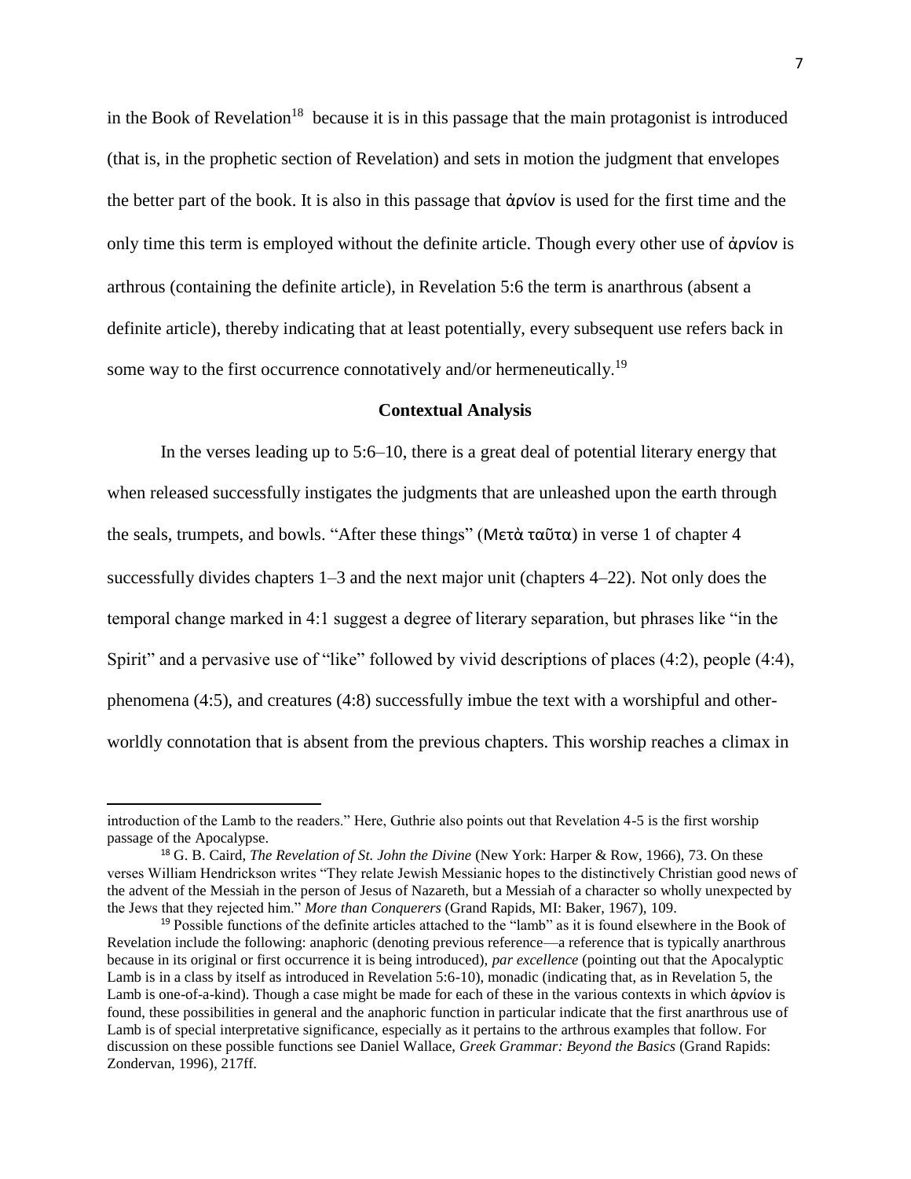in the Book of Revelation[18] because it is in this passage that the main protagonist is introduced (that is, in the prophetic section of Revelation) and sets in motion the judgment that envelopes the better part of the book. It is also in this passage that ἀρνίον is used for the first time and the only time this term is employed without the definite article. Though every other use of ἀρνίον is arthrous (containing the definite article), in Revelation 5:6 the term is anarthrous (absent a definite article), thereby indicating that at least potentially, every subsequent use refers back in some way to the first occurrence connotatively and/or hermeneutically.[19]

## Contextual Analysis

In the verses leading up to 5:6–10, there is a great deal of potential literary energy that when released successfully instigates the judgments that are unleashed upon the earth through the seals, trumpets, and bowls. "After these things" (Μετὰ ταῦτα) in verse 1 of chapter 4 successfully divides chapters 1–3 and the next major unit (chapters 4–22). Not only does the temporal change marked in 4:1 suggest a degree of literary separation, but phrases like "in the Spirit" and a pervasive use of "like" followed by vivid descriptions of places (4:2), people (4:4), phenomena (4:5), and creatures (4:8) successfully imbue the text with a worshipful and other-worldly connotation that is absent from the previous chapters. This worship reaches a climax in

---

introduction of the Lamb to the readers." Here, Guthrie also points out that Revelation 4-5 is the first worship passage of the Apocalypse.

[18] G. B. Caird, *The Revelation of St. John the Divine* (New York: Harper & Row, 1966), 73. On these verses William Hendrickson writes "They relate Jewish Messianic hopes to the distinctively Christian good news of the advent of the Messiah in the person of Jesus of Nazareth, but a Messiah of a character so wholly unexpected by the Jews that they rejected him." *More than Conquerers* (Grand Rapids, MI: Baker, 1967), 109.

[19] Possible functions of the definite articles attached to the "lamb" as it is found elsewhere in the Book of Revelation include the following: anaphoric (denoting previous reference—a reference that is typically anarthrous because in its original or first occurrence it is being introduced), *par excellence* (pointing out that the Apocalyptic Lamb is in a class by itself as introduced in Revelation 5:6-10), monadic (indicating that, as in Revelation 5, the Lamb is one-of-a-kind). Though a case might be made for each of these in the various contexts in which ἀρνίον is found, these possibilities in general and the anaphoric function in particular indicate that the first anarthrous use of Lamb is of special interpretative significance, especially as it pertains to the arthrous examples that follow. For discussion on these possible functions see Daniel Wallace, *Greek Grammar: Beyond the Basics* (Grand Rapids: Zondervan, 1996), 217ff.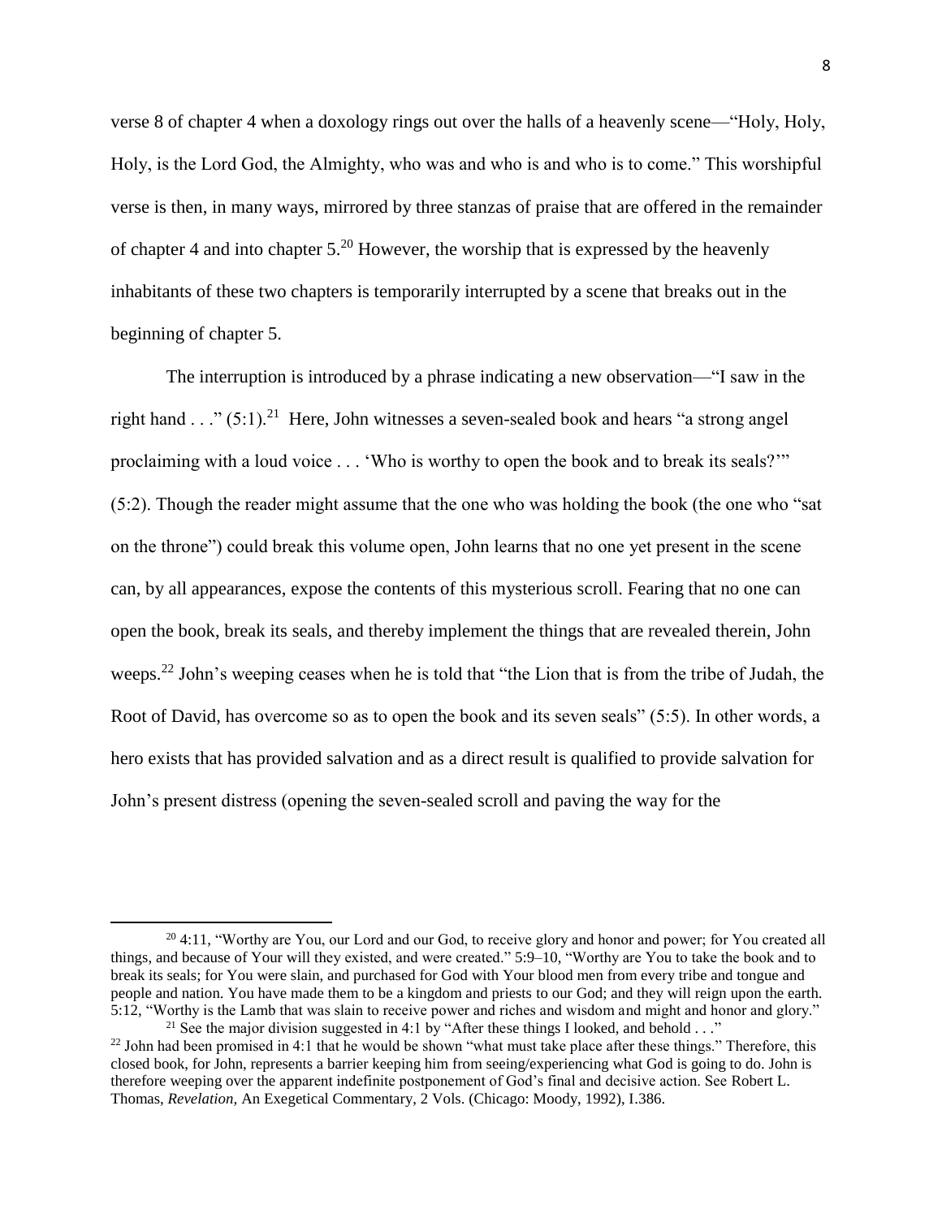verse 8 of chapter 4 when a doxology rings out over the halls of a heavenly scene—"Holy, Holy, Holy, is the Lord God, the Almighty, who was and who is and who is to come." This worshipful verse is then, in many ways, mirrored by three stanzas of praise that are offered in the remainder of chapter 4 and into chapter 5.[20] However, the worship that is expressed by the heavenly inhabitants of these two chapters is temporarily interrupted by a scene that breaks out in the beginning of chapter 5.

The interruption is introduced by a phrase indicating a new observation—"I saw in the right hand . . ." (5:1).[21] Here, John witnesses a seven-sealed book and hears "a strong angel proclaiming with a loud voice . . . 'Who is worthy to open the book and to break its seals?'" (5:2). Though the reader might assume that the one who was holding the book (the one who "sat on the throne") could break this volume open, John learns that no one yet present in the scene can, by all appearances, expose the contents of this mysterious scroll. Fearing that no one can open the book, break its seals, and thereby implement the things that are revealed therein, John weeps.[22] John's weeping ceases when he is told that "the Lion that is from the tribe of Judah, the Root of David, has overcome so as to open the book and its seven seals" (5:5). In other words, a hero exists that has provided salvation and as a direct result is qualified to provide salvation for John's present distress (opening the seven-sealed scroll and paving the way for the

---

[20] 4:11, "Worthy are You, our Lord and our God, to receive glory and honor and power; for You created all things, and because of Your will they existed, and were created." 5:9–10, "Worthy are You to take the book and to break its seals; for You were slain, and purchased for God with Your blood men from every tribe and tongue and people and nation. You have made them to be a kingdom and priests to our God; and they will reign upon the earth. 5:12, "Worthy is the Lamb that was slain to receive power and riches and wisdom and might and honor and glory."

[21] See the major division suggested in 4:1 by "After these things I looked, and behold . . ."

[22] John had been promised in 4:1 that he would be shown "what must take place after these things." Therefore, this closed book, for John, represents a barrier keeping him from seeing/experiencing what God is going to do. John is therefore weeping over the apparent indefinite postponement of God's final and decisive action. See Robert L. Thomas, *Revelation,* An Exegetical Commentary, 2 Vols. (Chicago: Moody, 1992), I.386.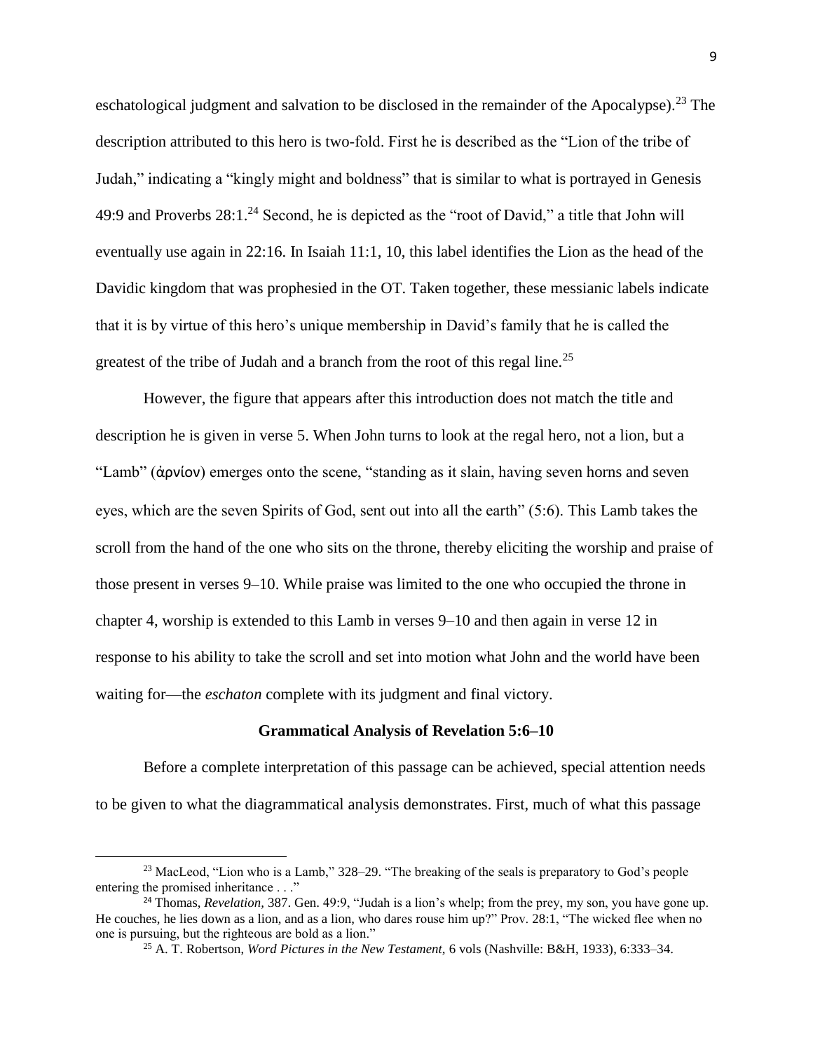eschatological judgment and salvation to be disclosed in the remainder of the Apocalypse).[23] The description attributed to this hero is two-fold. First he is described as the "Lion of the tribe of Judah," indicating a "kingly might and boldness" that is similar to what is portrayed in Genesis 49:9 and Proverbs 28:1.[24] Second, he is depicted as the "root of David," a title that John will eventually use again in 22:16. In Isaiah 11:1, 10, this label identifies the Lion as the head of the Davidic kingdom that was prophesied in the OT. Taken together, these messianic labels indicate that it is by virtue of this hero's unique membership in David's family that he is called the greatest of the tribe of Judah and a branch from the root of this regal line.[25]

However, the figure that appears after this introduction does not match the title and description he is given in verse 5. When John turns to look at the regal hero, not a lion, but a "Lamb" (ἀρνίον) emerges onto the scene, "standing as it slain, having seven horns and seven eyes, which are the seven Spirits of God, sent out into all the earth" (5:6). This Lamb takes the scroll from the hand of the one who sits on the throne, thereby eliciting the worship and praise of those present in verses 9–10. While praise was limited to the one who occupied the throne in chapter 4, worship is extended to this Lamb in verses 9–10 and then again in verse 12 in response to his ability to take the scroll and set into motion what John and the world have been waiting for—the *eschaton* complete with its judgment and final victory.

### Grammatical Analysis of Revelation 5:6–10

Before a complete interpretation of this passage can be achieved, special attention needs to be given to what the diagrammatical analysis demonstrates. First, much of what this passage

---

[23] MacLeod, "Lion who is a Lamb," 328–29. "The breaking of the seals is preparatory to God's people entering the promised inheritance . . ."

[24] Thomas, *Revelation,* 387. Gen. 49:9, "Judah is a lion's whelp; from the prey, my son, you have gone up. He couches, he lies down as a lion, and as a lion, who dares rouse him up?" Prov. 28:1, "The wicked flee when no one is pursuing, but the righteous are bold as a lion."

[25] A. T. Robertson, *Word Pictures in the New Testament,* 6 vols (Nashville: B&H, 1933), 6:333–34.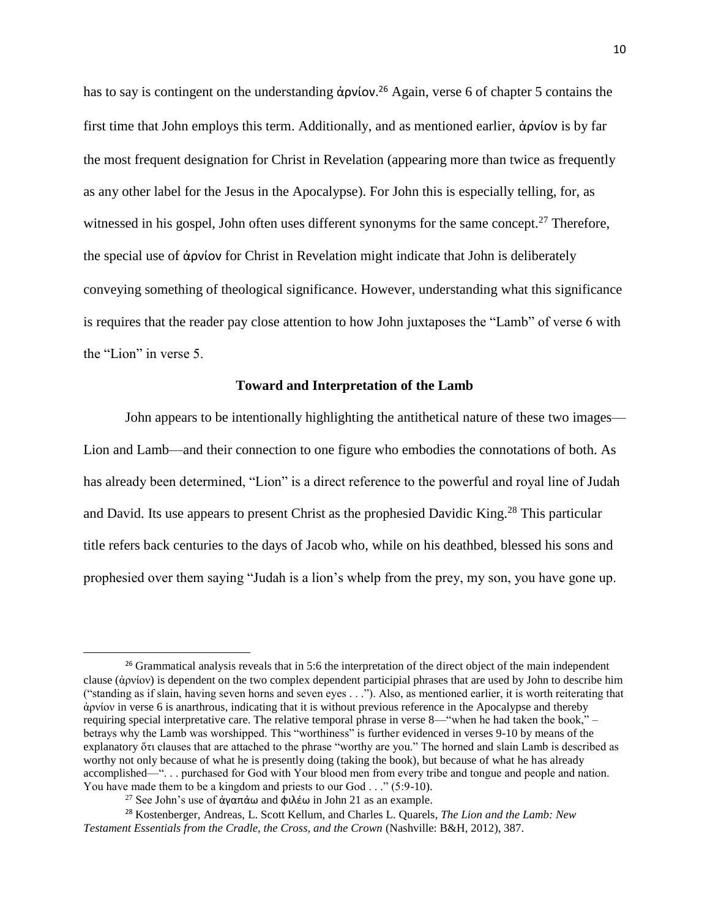has to say is contingent on the understanding ἀρνίον.[26] Again, verse 6 of chapter 5 contains the first time that John employs this term. Additionally, and as mentioned earlier, ἀρνίον is by far the most frequent designation for Christ in Revelation (appearing more than twice as frequently as any other label for the Jesus in the Apocalypse). For John this is especially telling, for, as witnessed in his gospel, John often uses different synonyms for the same concept.[27] Therefore, the special use of ἀρνίον for Christ in Revelation might indicate that John is deliberately conveying something of theological significance. However, understanding what this significance is requires that the reader pay close attention to how John juxtaposes the "Lamb" of verse 6 with the "Lion" in verse 5.

### Toward and Interpretation of the Lamb

John appears to be intentionally highlighting the antithetical nature of these two images—Lion and Lamb—and their connection to one figure who embodies the connotations of both. As has already been determined, "Lion" is a direct reference to the powerful and royal line of Judah and David. Its use appears to present Christ as the prophesied Davidic King.[28] This particular title refers back centuries to the days of Jacob who, while on his deathbed, blessed his sons and prophesied over them saying "Judah is a lion's whelp from the prey, my son, you have gone up.

---

[26] Grammatical analysis reveals that in 5:6 the interpretation of the direct object of the main independent clause (ἀρνίον) is dependent on the two complex dependent participial phrases that are used by John to describe him ("standing as if slain, having seven horns and seven eyes . . ."). Also, as mentioned earlier, it is worth reiterating that ἀρνίον in verse 6 is anarthrous, indicating that it is without previous reference in the Apocalypse and thereby requiring special interpretative care. The relative temporal phrase in verse 8—"when he had taken the book," – betrays why the Lamb was worshipped. This "worthiness" is further evidenced in verses 9-10 by means of the explanatory ὅτι clauses that are attached to the phrase "worthy are you." The horned and slain Lamb is described as worthy not only because of what he is presently doing (taking the book), but because of what he has already accomplished—". . . purchased for God with Your blood men from every tribe and tongue and people and nation. You have made them to be a kingdom and priests to our God . . ." (5:9-10).

[27] See John's use of ἀγαπάω and φιλέω in John 21 as an example.

[28] Kostenberger, Andreas, L. Scott Kellum, and Charles L. Quarels, *The Lion and the Lamb: New Testament Essentials from the Cradle, the Cross, and the Crown* (Nashville: B&H, 2012), 387.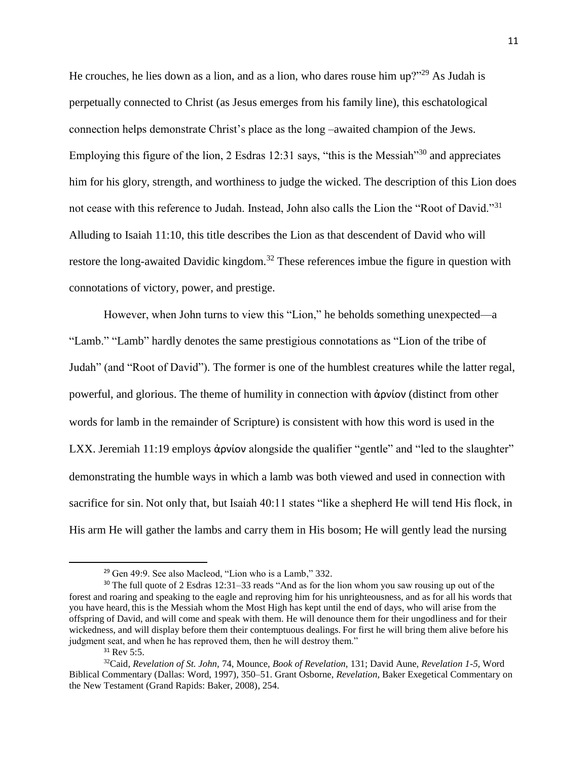He crouches, he lies down as a lion, and as a lion, who dares rouse him up?"[29] As Judah is perpetually connected to Christ (as Jesus emerges from his family line), this eschatological connection helps demonstrate Christ's place as the long –awaited champion of the Jews. Employing this figure of the lion, 2 Esdras 12:31 says, "this is the Messiah"[30] and appreciates him for his glory, strength, and worthiness to judge the wicked. The description of this Lion does not cease with this reference to Judah. Instead, John also calls the Lion the "Root of David."[31] Alluding to Isaiah 11:10, this title describes the Lion as that descendent of David who will restore the long-awaited Davidic kingdom.[32] These references imbue the figure in question with connotations of victory, power, and prestige.

However, when John turns to view this "Lion," he beholds something unexpected—a "Lamb." "Lamb" hardly denotes the same prestigious connotations as "Lion of the tribe of Judah" (and "Root of David"). The former is one of the humblest creatures while the latter regal, powerful, and glorious. The theme of humility in connection with ἀρνίον (distinct from other words for lamb in the remainder of Scripture) is consistent with how this word is used in the LXX. Jeremiah 11:19 employs ἀρνίον alongside the qualifier "gentle" and "led to the slaughter" demonstrating the humble ways in which a lamb was both viewed and used in connection with sacrifice for sin. Not only that, but Isaiah 40:11 states "like a shepherd He will tend His flock, in His arm He will gather the lambs and carry them in His bosom; He will gently lead the nursing

---

[29] Gen 49:9. See also Macleod, "Lion who is a Lamb," 332.

[30] The full quote of 2 Esdras 12:31–33 reads "And as for the lion whom you saw rousing up out of the forest and roaring and speaking to the eagle and reproving him for his unrighteousness, and as for all his words that you have heard, this is the Messiah whom the Most High has kept until the end of days, who will arise from the offspring of David, and will come and speak with them. He will denounce them for their ungodliness and for their wickedness, and will display before them their contemptuous dealings. For first he will bring them alive before his judgment seat, and when he has reproved them, then he will destroy them."

[31] Rev 5:5.

[32] Caid, *Revelation of St. John,* 74, Mounce, *Book of Revelation,* 131; David Aune, *Revelation 1-5,* Word Biblical Commentary (Dallas: Word, 1997), 350–51. Grant Osborne, *Revelation,* Baker Exegetical Commentary on the New Testament (Grand Rapids: Baker, 2008), 254.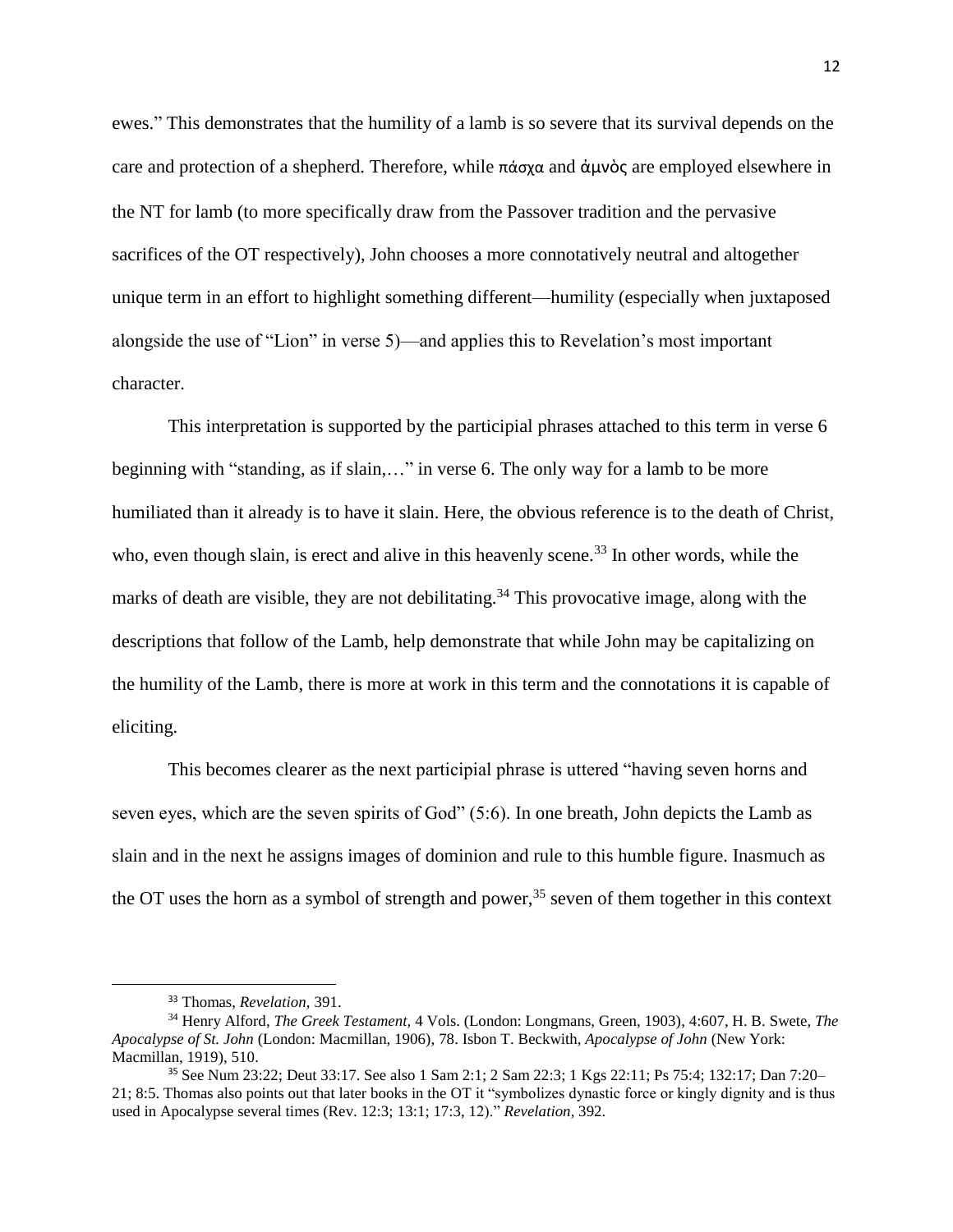ewes." This demonstrates that the humility of a lamb is so severe that its survival depends on the care and protection of a shepherd. Therefore, while πάσχα and ἀμνὸς are employed elsewhere in the NT for lamb (to more specifically draw from the Passover tradition and the pervasive sacrifices of the OT respectively), John chooses a more connotatively neutral and altogether unique term in an effort to highlight something different—humility (especially when juxtaposed alongside the use of "Lion" in verse 5)—and applies this to Revelation's most important character.

This interpretation is supported by the participial phrases attached to this term in verse 6 beginning with "standing, as if slain,…" in verse 6. The only way for a lamb to be more humiliated than it already is to have it slain. Here, the obvious reference is to the death of Christ, who, even though slain, is erect and alive in this heavenly scene.[33] In other words, while the marks of death are visible, they are not debilitating.[34] This provocative image, along with the descriptions that follow of the Lamb, help demonstrate that while John may be capitalizing on the humility of the Lamb, there is more at work in this term and the connotations it is capable of eliciting.

This becomes clearer as the next participial phrase is uttered "having seven horns and seven eyes, which are the seven spirits of God" (5:6). In one breath, John depicts the Lamb as slain and in the next he assigns images of dominion and rule to this humble figure. Inasmuch as the OT uses the horn as a symbol of strength and power,[35] seven of them together in this context

---

[33] Thomas, *Revelation,* 391.

[34] Henry Alford, *The Greek Testament,* 4 Vols. (London: Longmans, Green, 1903), 4:607, H. B. Swete, *The Apocalypse of St. John* (London: Macmillan, 1906), 78. Isbon T. Beckwith, *Apocalypse of John* (New York: Macmillan, 1919), 510.

[35] See Num 23:22; Deut 33:17. See also 1 Sam 2:1; 2 Sam 22:3; 1 Kgs 22:11; Ps 75:4; 132:17; Dan 7:20–21; 8:5. Thomas also points out that later books in the OT it "symbolizes dynastic force or kingly dignity and is thus used in Apocalypse several times (Rev. 12:3; 13:1; 17:3, 12)." *Revelation,* 392.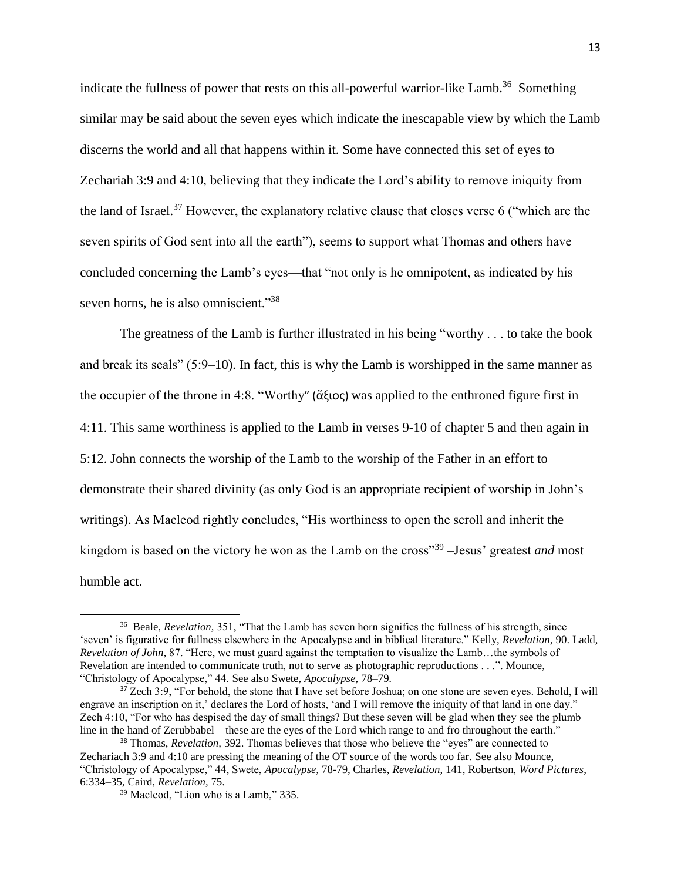indicate the fullness of power that rests on this all-powerful warrior-like Lamb.[36] Something similar may be said about the seven eyes which indicate the inescapable view by which the Lamb discerns the world and all that happens within it. Some have connected this set of eyes to Zechariah 3:9 and 4:10, believing that they indicate the Lord's ability to remove iniquity from the land of Israel.[37] However, the explanatory relative clause that closes verse 6 ("which are the seven spirits of God sent into all the earth"), seems to support what Thomas and others have concluded concerning the Lamb's eyes—that "not only is he omnipotent, as indicated by his seven horns, he is also omniscient."[38]

The greatness of the Lamb is further illustrated in his being "worthy . . . to take the book and break its seals" (5:9–10). In fact, this is why the Lamb is worshipped in the same manner as the occupier of the throne in 4:8. "Worthy" (ἄξιος) was applied to the enthroned figure first in 4:11. This same worthiness is applied to the Lamb in verses 9-10 of chapter 5 and then again in 5:12. John connects the worship of the Lamb to the worship of the Father in an effort to demonstrate their shared divinity (as only God is an appropriate recipient of worship in John's writings). As Macleod rightly concludes, "His worthiness to open the scroll and inherit the kingdom is based on the victory he won as the Lamb on the cross"[39] –Jesus' greatest *and* most humble act.

---

[36] Beale, *Revelation,* 351, "That the Lamb has seven horn signifies the fullness of his strength, since 'seven' is figurative for fullness elsewhere in the Apocalypse and in biblical literature." Kelly, *Revelation*, 90. Ladd, *Revelation of John,* 87. "Here, we must guard against the temptation to visualize the Lamb…the symbols of Revelation are intended to communicate truth, not to serve as photographic reproductions . . .". Mounce, "Christology of Apocalypse," 44. See also Swete, *Apocalypse,* 78–79.

[37] Zech 3:9, "For behold, the stone that I have set before Joshua; on one stone are seven eyes. Behold, I will engrave an inscription on it,' declares the Lord of hosts, 'and I will remove the iniquity of that land in one day." Zech 4:10, "For who has despised the day of small things? But these seven will be glad when they see the plumb line in the hand of Zerubbabel—these are the eyes of the Lord which range to and fro throughout the earth."

[38] Thomas, *Revelation,* 392. Thomas believes that those who believe the "eyes" are connected to Zechariach 3:9 and 4:10 are pressing the meaning of the OT source of the words too far. See also Mounce, "Christology of Apocalypse," 44, Swete, *Apocalypse,* 78-79, Charles, *Revelation,* 141, Robertson, *Word Pictures*, 6:334–35, Caird, *Revelation,* 75.

[39] Macleod, "Lion who is a Lamb," 335.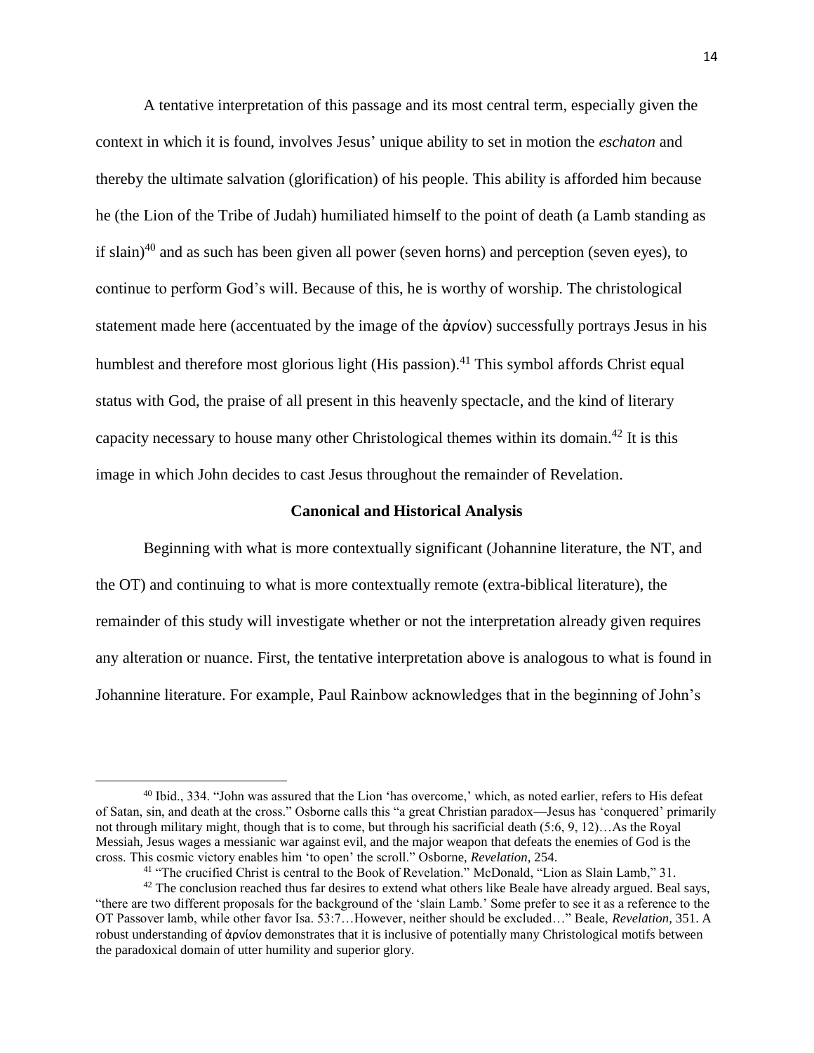A tentative interpretation of this passage and its most central term, especially given the context in which it is found, involves Jesus' unique ability to set in motion the *eschaton* and thereby the ultimate salvation (glorification) of his people. This ability is afforded him because he (the Lion of the Tribe of Judah) humiliated himself to the point of death (a Lamb standing as if slain)[40] and as such has been given all power (seven horns) and perception (seven eyes), to continue to perform God's will. Because of this, he is worthy of worship. The christological statement made here (accentuated by the image of the ἀρνίον) successfully portrays Jesus in his humblest and therefore most glorious light (His passion).[41] This symbol affords Christ equal status with God, the praise of all present in this heavenly spectacle, and the kind of literary capacity necessary to house many other Christological themes within its domain.[42] It is this image in which John decides to cast Jesus throughout the remainder of Revelation.

## Canonical and Historical Analysis

Beginning with what is more contextually significant (Johannine literature, the NT, and the OT) and continuing to what is more contextually remote (extra-biblical literature), the remainder of this study will investigate whether or not the interpretation already given requires any alteration or nuance. First, the tentative interpretation above is analogous to what is found in Johannine literature. For example, Paul Rainbow acknowledges that in the beginning of John's

---

[40] Ibid., 334. "John was assured that the Lion 'has overcome,' which, as noted earlier, refers to His defeat of Satan, sin, and death at the cross." Osborne calls this "a great Christian paradox—Jesus has 'conquered' primarily not through military might, though that is to come, but through his sacrificial death (5:6, 9, 12)…As the Royal Messiah, Jesus wages a messianic war against evil, and the major weapon that defeats the enemies of God is the cross. This cosmic victory enables him 'to open' the scroll." Osborne, *Revelation*, 254.

[41] "The crucified Christ is central to the Book of Revelation." McDonald, "Lion as Slain Lamb," 31.

[42] The conclusion reached thus far desires to extend what others like Beale have already argued. Beal says, "there are two different proposals for the background of the 'slain Lamb.' Some prefer to see it as a reference to the OT Passover lamb, while other favor Isa. 53:7…However, neither should be excluded…" Beale, *Revelation*, 351. A robust understanding of ἀρνίον demonstrates that it is inclusive of potentially many Christological motifs between the paradoxical domain of utter humility and superior glory.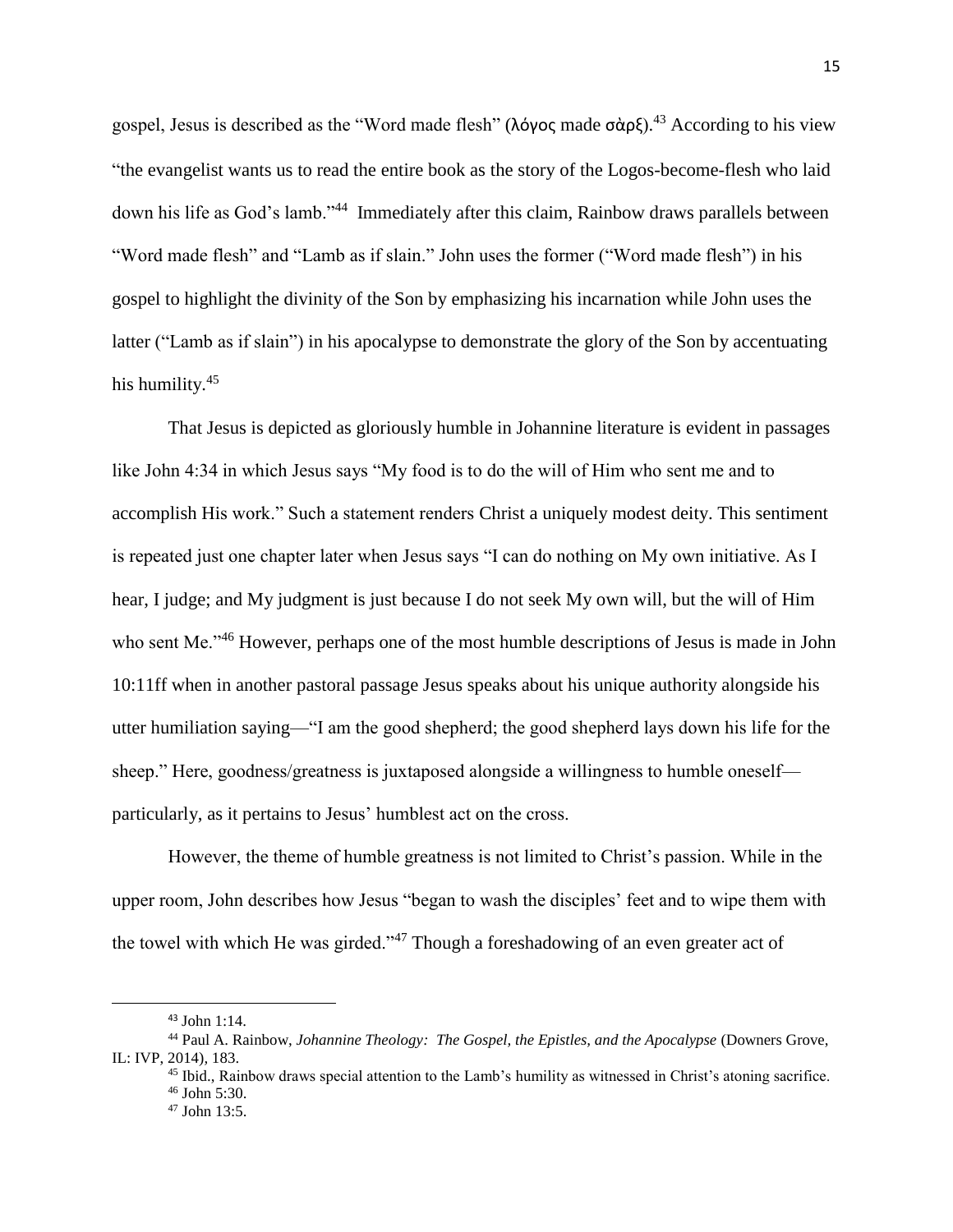gospel, Jesus is described as the "Word made flesh" (λόγος made σὰρξ).[43] According to his view "the evangelist wants us to read the entire book as the story of the Logos-become-flesh who laid down his life as God's lamb."[44] Immediately after this claim, Rainbow draws parallels between "Word made flesh" and "Lamb as if slain." John uses the former ("Word made flesh") in his gospel to highlight the divinity of the Son by emphasizing his incarnation while John uses the latter ("Lamb as if slain") in his apocalypse to demonstrate the glory of the Son by accentuating his humility.[45]

That Jesus is depicted as gloriously humble in Johannine literature is evident in passages like John 4:34 in which Jesus says "My food is to do the will of Him who sent me and to accomplish His work." Such a statement renders Christ a uniquely modest deity. This sentiment is repeated just one chapter later when Jesus says "I can do nothing on My own initiative. As I hear, I judge; and My judgment is just because I do not seek My own will, but the will of Him who sent Me."[46] However, perhaps one of the most humble descriptions of Jesus is made in John 10:11ff when in another pastoral passage Jesus speaks about his unique authority alongside his utter humiliation saying—"I am the good shepherd; the good shepherd lays down his life for the sheep." Here, goodness/greatness is juxtaposed alongside a willingness to humble oneself—particularly, as it pertains to Jesus' humblest act on the cross.

However, the theme of humble greatness is not limited to Christ's passion. While in the upper room, John describes how Jesus "began to wash the disciples' feet and to wipe them with the towel with which He was girded."[47] Though a foreshadowing of an even greater act of

---

[43] John 1:14.

[44] Paul A. Rainbow, *Johannine Theology: The Gospel, the Epistles, and the Apocalypse* (Downers Grove, IL: IVP, 2014), 183.

[45] Ibid., Rainbow draws special attention to the Lamb's humility as witnessed in Christ's atoning sacrifice.

[46] John 5:30.

[47] John 13:5.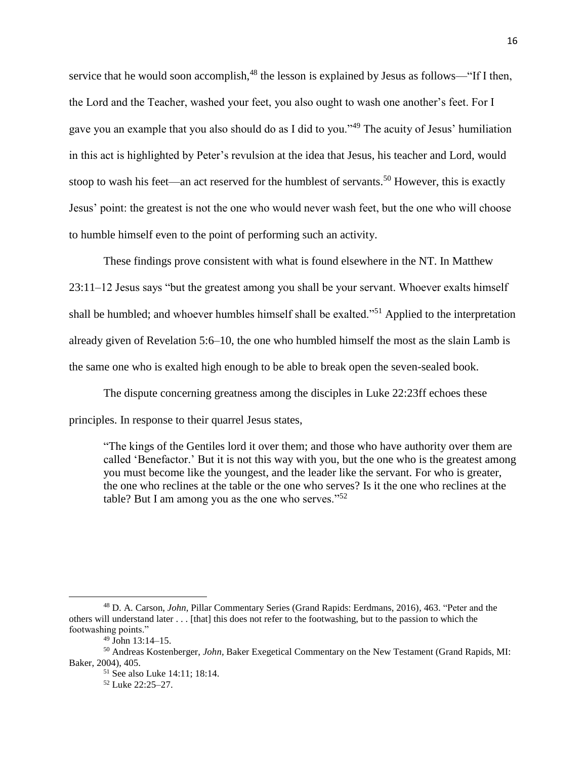service that he would soon accomplish,[48] the lesson is explained by Jesus as follows—"If I then, the Lord and the Teacher, washed your feet, you also ought to wash one another's feet. For I gave you an example that you also should do as I did to you."[49] The acuity of Jesus' humiliation in this act is highlighted by Peter's revulsion at the idea that Jesus, his teacher and Lord, would stoop to wash his feet—an act reserved for the humblest of servants.[50] However, this is exactly Jesus' point: the greatest is not the one who would never wash feet, but the one who will choose to humble himself even to the point of performing such an activity.

These findings prove consistent with what is found elsewhere in the NT. In Matthew 23:11–12 Jesus says "but the greatest among you shall be your servant. Whoever exalts himself shall be humbled; and whoever humbles himself shall be exalted."[51] Applied to the interpretation already given of Revelation 5:6–10, the one who humbled himself the most as the slain Lamb is the same one who is exalted high enough to be able to break open the seven-sealed book.

The dispute concerning greatness among the disciples in Luke 22:23ff echoes these principles. In response to their quarrel Jesus states,

> "The kings of the Gentiles lord it over them; and those who have authority over them are called 'Benefactor.' But it is not this way with you, but the one who is the greatest among you must become like the youngest, and the leader like the servant. For who is greater, the one who reclines at the table or the one who serves? Is it the one who reclines at the table? But I am among you as the one who serves."[52]

---

[48] D. A. Carson, *John*, Pillar Commentary Series (Grand Rapids: Eerdmans, 2016), 463. "Peter and the others will understand later . . . [that] this does not refer to the footwashing, but to the passion to which the footwashing points."

[49] John 13:14–15.

[50] Andreas Kostenberger, *John,* Baker Exegetical Commentary on the New Testament (Grand Rapids, MI: Baker, 2004), 405.

[51] See also Luke 14:11; 18:14.

[52] Luke 22:25–27.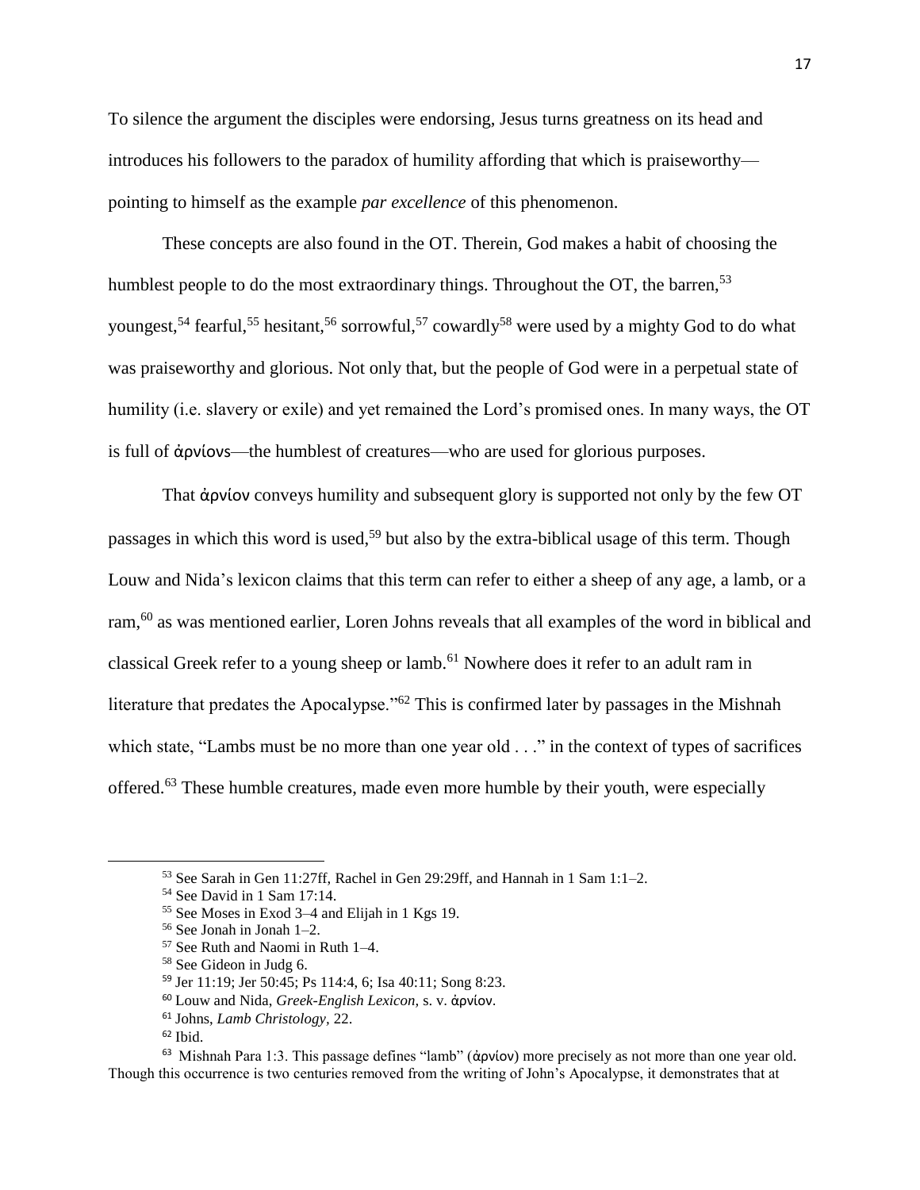To silence the argument the disciples were endorsing, Jesus turns greatness on its head and introduces his followers to the paradox of humility affording that which is praiseworthy—pointing to himself as the example *par excellence* of this phenomenon.

These concepts are also found in the OT. Therein, God makes a habit of choosing the humblest people to do the most extraordinary things. Throughout the OT, the barren,[53] youngest,[54] fearful,[55] hesitant,[56] sorrowful,[57] cowardly[58] were used by a mighty God to do what was praiseworthy and glorious. Not only that, but the people of God were in a perpetual state of humility (i.e. slavery or exile) and yet remained the Lord's promised ones. In many ways, the OT is full of ἀρνίοvs—the humblest of creatures—who are used for glorious purposes.

That ἀρνίον conveys humility and subsequent glory is supported not only by the few OT passages in which this word is used,[59] but also by the extra-biblical usage of this term. Though Louw and Nida's lexicon claims that this term can refer to either a sheep of any age, a lamb, or a ram,[60] as was mentioned earlier, Loren Johns reveals that all examples of the word in biblical and classical Greek refer to a young sheep or lamb.[61] Nowhere does it refer to an adult ram in literature that predates the Apocalypse."[62] This is confirmed later by passages in the Mishnah which state, "Lambs must be no more than one year old . . ." in the context of types of sacrifices offered.[63] These humble creatures, made even more humble by their youth, were especially

---

[53] See Sarah in Gen 11:27ff, Rachel in Gen 29:29ff, and Hannah in 1 Sam 1:1–2.

[54] See David in 1 Sam 17:14.

[55] See Moses in Exod 3–4 and Elijah in 1 Kgs 19.

[56] See Jonah in Jonah 1–2.

[57] See Ruth and Naomi in Ruth 1–4.

[58] See Gideon in Judg 6.

[59] Jer 11:19; Jer 50:45; Ps 114:4, 6; Isa 40:11; Song 8:23.

[60] Louw and Nida, *Greek-English Lexicon,* s. v. ἀρνίον.

[61] Johns, *Lamb Christology,* 22.

[62] Ibid.

[63] Mishnah Para 1:3. This passage defines "lamb" (ἀρνίον) more precisely as not more than one year old. Though this occurrence is two centuries removed from the writing of John's Apocalypse, it demonstrates that at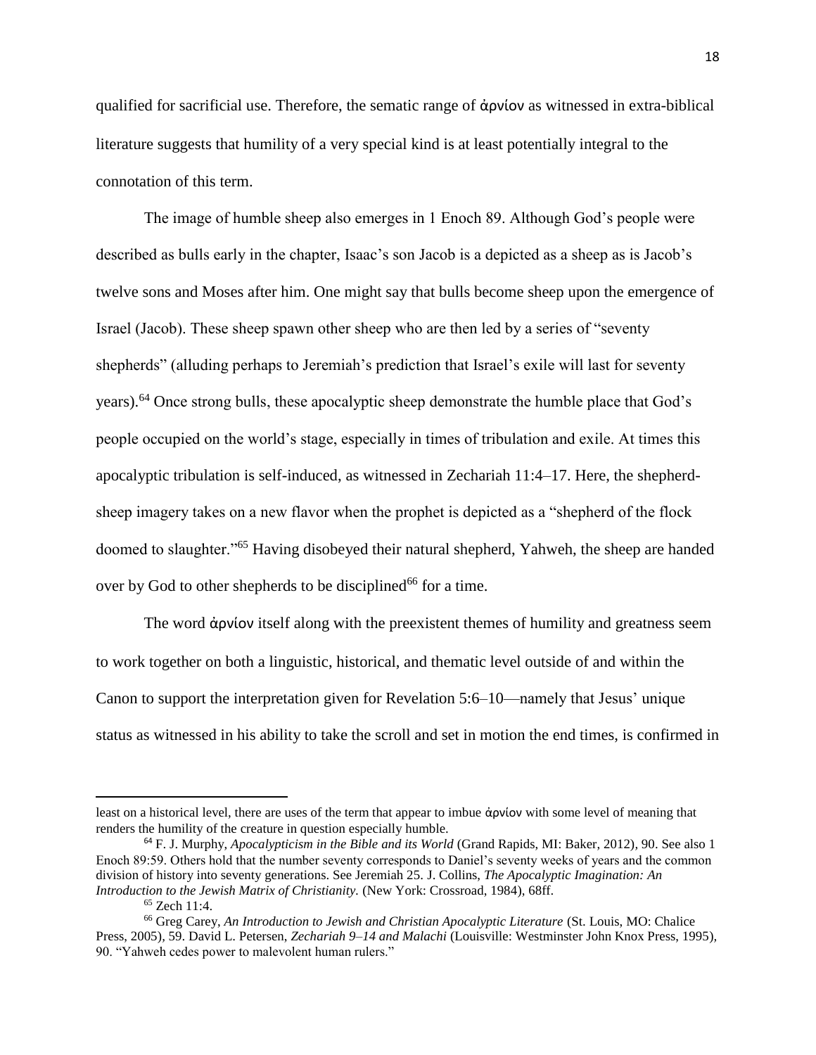qualified for sacrificial use. Therefore, the sematic range of ἀρνίον as witnessed in extra-biblical literature suggests that humility of a very special kind is at least potentially integral to the connotation of this term.

The image of humble sheep also emerges in 1 Enoch 89. Although God's people were described as bulls early in the chapter, Isaac's son Jacob is a depicted as a sheep as is Jacob's twelve sons and Moses after him. One might say that bulls become sheep upon the emergence of Israel (Jacob). These sheep spawn other sheep who are then led by a series of "seventy shepherds" (alluding perhaps to Jeremiah's prediction that Israel's exile will last for seventy years).[64] Once strong bulls, these apocalyptic sheep demonstrate the humble place that God's people occupied on the world's stage, especially in times of tribulation and exile. At times this apocalyptic tribulation is self-induced, as witnessed in Zechariah 11:4–17. Here, the shepherd-sheep imagery takes on a new flavor when the prophet is depicted as a "shepherd of the flock doomed to slaughter."[65] Having disobeyed their natural shepherd, Yahweh, the sheep are handed over by God to other shepherds to be disciplined[66] for a time.

The word ἀρνίον itself along with the preexistent themes of humility and greatness seem to work together on both a linguistic, historical, and thematic level outside of and within the Canon to support the interpretation given for Revelation 5:6–10—namely that Jesus' unique status as witnessed in his ability to take the scroll and set in motion the end times, is confirmed in

---

least on a historical level, there are uses of the term that appear to imbue ἀρνίον with some level of meaning that renders the humility of the creature in question especially humble.

[64] F. J. Murphy, *Apocalypticism in the Bible and its World* (Grand Rapids, MI: Baker, 2012), 90. See also 1 Enoch 89:59. Others hold that the number seventy corresponds to Daniel's seventy weeks of years and the common division of history into seventy generations. See Jeremiah 25. J. Collins, *The Apocalyptic Imagination: An Introduction to the Jewish Matrix of Christianity.* (New York: Crossroad, 1984), 68ff.

[65] Zech 11:4.

[66] Greg Carey, *An Introduction to Jewish and Christian Apocalyptic Literature* (St. Louis, MO: Chalice Press, 2005), 59. David L. Petersen, *Zechariah 9–14 and Malachi* (Louisville: Westminster John Knox Press, 1995), 90. "Yahweh cedes power to malevolent human rulers."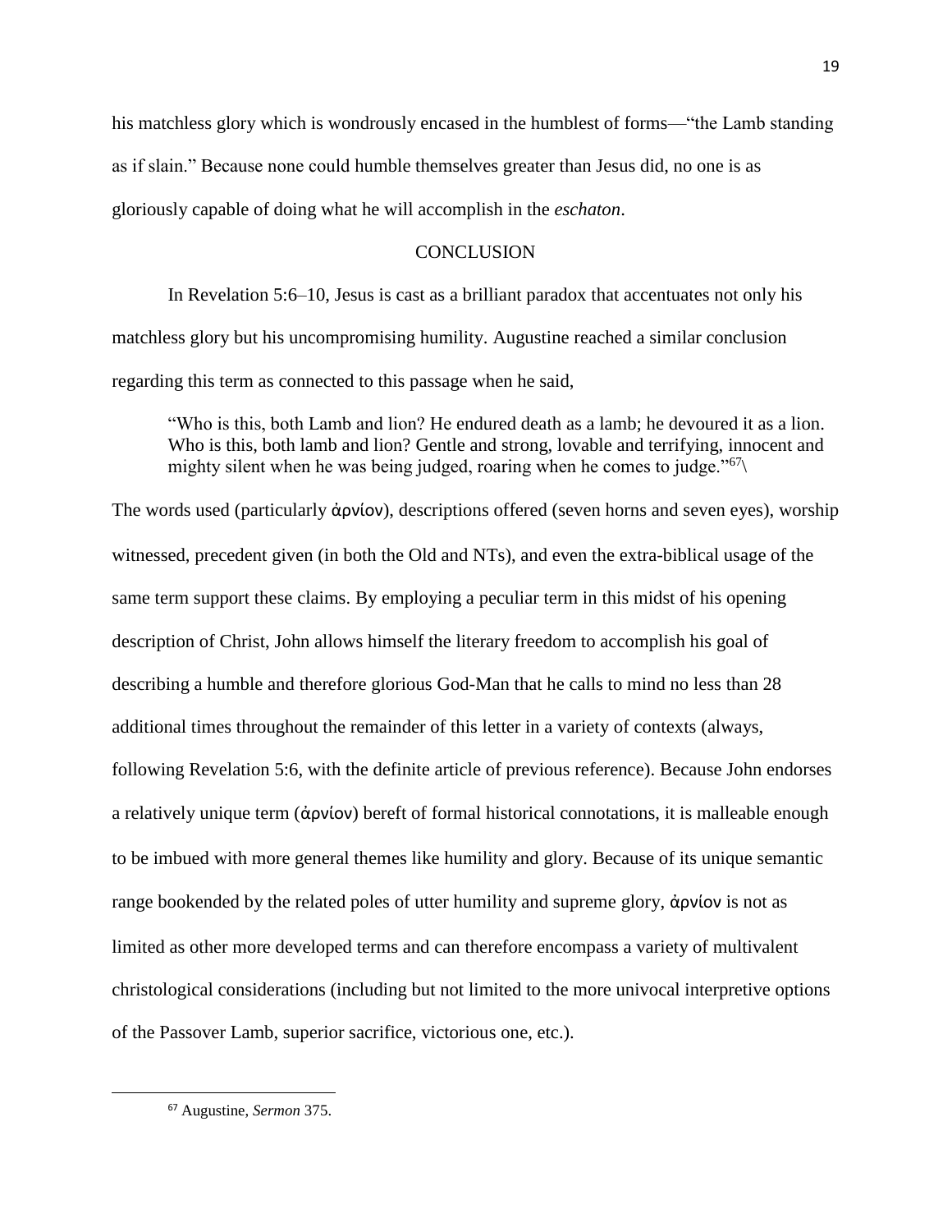his matchless glory which is wondrously encased in the humblest of forms—"the Lamb standing as if slain." Because none could humble themselves greater than Jesus did, no one is as gloriously capable of doing what he will accomplish in the *eschaton*.

## CONCLUSION

In Revelation 5:6–10, Jesus is cast as a brilliant paradox that accentuates not only his matchless glory but his uncompromising humility. Augustine reached a similar conclusion regarding this term as connected to this passage when he said,

> "Who is this, both Lamb and lion? He endured death as a lamb; he devoured it as a lion. Who is this, both lamb and lion? Gentle and strong, lovable and terrifying, innocent and mighty silent when he was being judged, roaring when he comes to judge."[67]\

The words used (particularly ἀρνίον), descriptions offered (seven horns and seven eyes), worship witnessed, precedent given (in both the Old and NTs), and even the extra-biblical usage of the same term support these claims. By employing a peculiar term in this midst of his opening description of Christ, John allows himself the literary freedom to accomplish his goal of describing a humble and therefore glorious God-Man that he calls to mind no less than 28 additional times throughout the remainder of this letter in a variety of contexts (always, following Revelation 5:6, with the definite article of previous reference). Because John endorses a relatively unique term (ἀρνίον) bereft of formal historical connotations, it is malleable enough to be imbued with more general themes like humility and glory. Because of its unique semantic range bookended by the related poles of utter humility and supreme glory, ἀρνίον is not as limited as other more developed terms and can therefore encompass a variety of multivalent christological considerations (including but not limited to the more univocal interpretive options of the Passover Lamb, superior sacrifice, victorious one, etc.).

---

[67] Augustine, *Sermon* 375.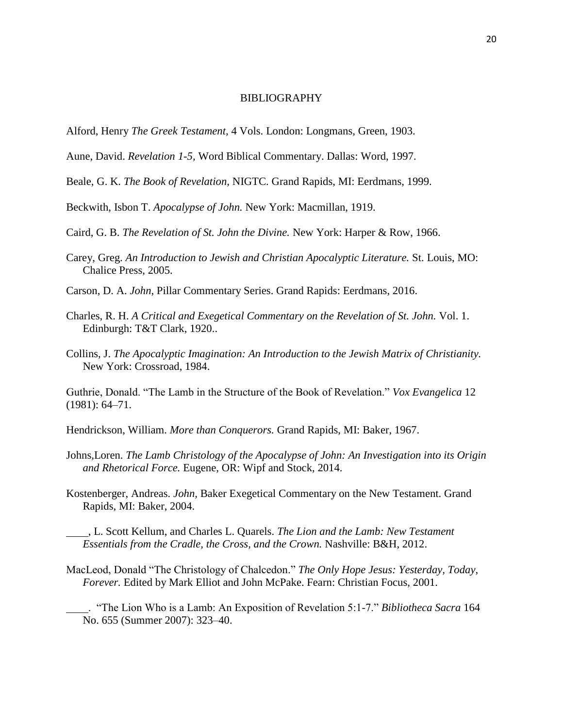# BIBLIOGRAPHY

Alford, Henry *The Greek Testament,* 4 Vols. London: Longmans, Green, 1903.

Aune, David. *Revelation 1-5,* Word Biblical Commentary. Dallas: Word, 1997.

Beale, G. K. *The Book of Revelation,* NIGTC. Grand Rapids, MI: Eerdmans, 1999.

Beckwith, Isbon T. *Apocalypse of John.* New York: Macmillan, 1919.

Caird, G. B. *The Revelation of St. John the Divine.* New York: Harper & Row, 1966.

Carey, Greg. *An Introduction to Jewish and Christian Apocalyptic Literature.* St. Louis, MO: Chalice Press, 2005.

Carson, D. A. *John*, Pillar Commentary Series. Grand Rapids: Eerdmans, 2016.

Charles, R. H. *A Critical and Exegetical Commentary on the Revelation of St. John.* Vol. 1. Edinburgh: T&T Clark, 1920..

Collins, J. *The Apocalyptic Imagination: An Introduction to the Jewish Matrix of Christianity.* New York: Crossroad, 1984.

Guthrie, Donald. "The Lamb in the Structure of the Book of Revelation." *Vox Evangelica* 12 (1981): 64–71.

Hendrickson, William. *More than Conquerors.* Grand Rapids, MI: Baker, 1967.

Johns,Loren. *The Lamb Christology of the Apocalypse of John: An Investigation into its Origin and Rhetorical Force.* Eugene, OR: Wipf and Stock, 2014.

Kostenberger, Andreas. *John,* Baker Exegetical Commentary on the New Testament. Grand Rapids, MI: Baker, 2004.

\_\_\_\_, L. Scott Kellum, and Charles L. Quarels. *The Lion and the Lamb: New Testament Essentials from the Cradle, the Cross, and the Crown.* Nashville: B&H, 2012.

MacLeod, Donald "The Christology of Chalcedon." *The Only Hope Jesus: Yesterday, Today, Forever.* Edited by Mark Elliot and John McPake. Fearn: Christian Focus, 2001.

\_\_\_\_. "The Lion Who is a Lamb: An Exposition of Revelation 5:1-7." *Bibliotheca Sacra* 164 No. 655 (Summer 2007): 323–40.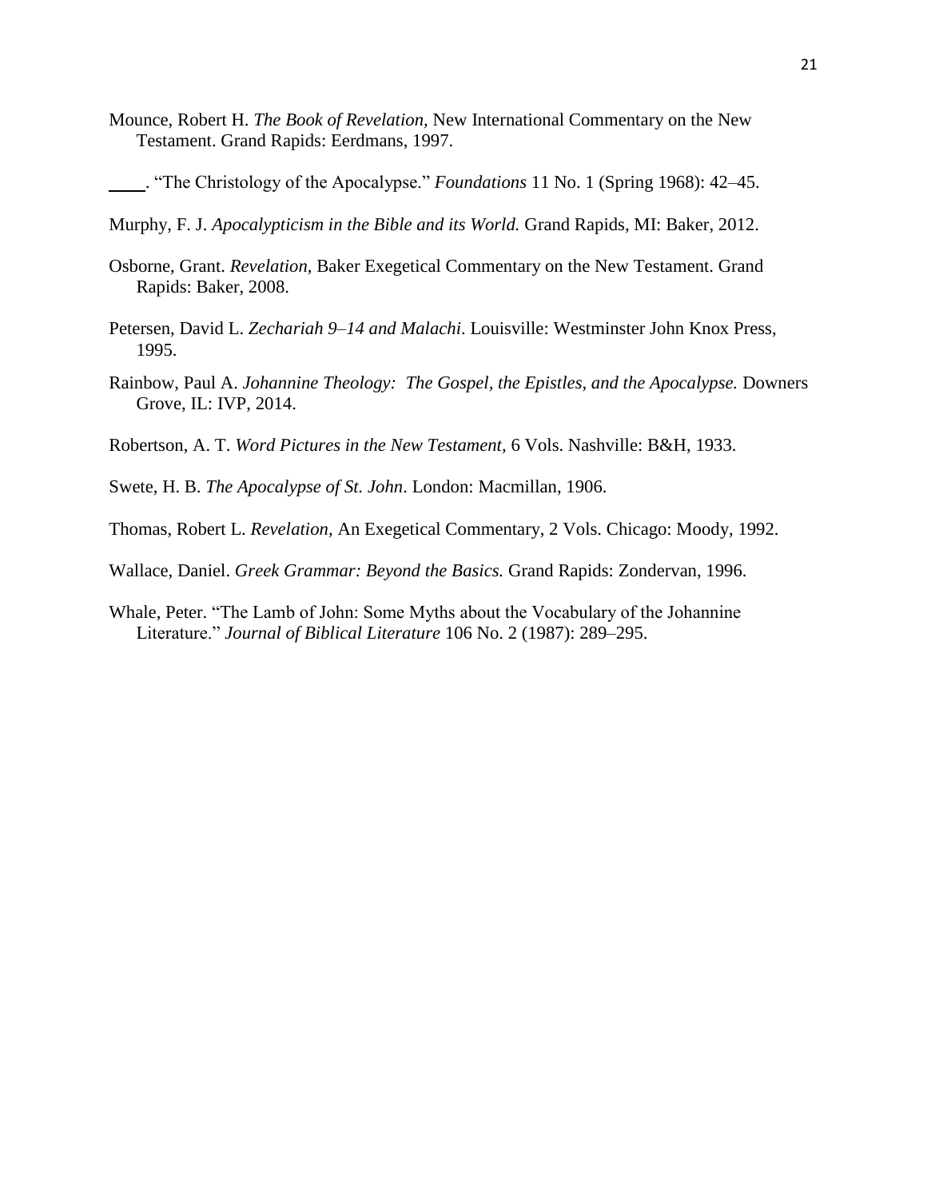Mounce, Robert H. *The Book of Revelation,* New International Commentary on the New Testament. Grand Rapids: Eerdmans, 1997.

\_\_\_\_. "The Christology of the Apocalypse." *Foundations* 11 No. 1 (Spring 1968): 42–45.

Murphy, F. J. *Apocalypticism in the Bible and its World.* Grand Rapids, MI: Baker, 2012.

Osborne, Grant. *Revelation,* Baker Exegetical Commentary on the New Testament. Grand Rapids: Baker, 2008.

Petersen, David L. *Zechariah 9–14 and Malachi*. Louisville: Westminster John Knox Press, 1995.

Rainbow, Paul A. *Johannine Theology: The Gospel, the Epistles, and the Apocalypse.* Downers Grove, IL: IVP, 2014.

Robertson, A. T. *Word Pictures in the New Testament,* 6 Vols. Nashville: B&H, 1933.

Swete, H. B. *The Apocalypse of St. John*. London: Macmillan, 1906.

Thomas, Robert L. *Revelation,* An Exegetical Commentary, 2 Vols. Chicago: Moody, 1992.

Wallace, Daniel. *Greek Grammar: Beyond the Basics.* Grand Rapids: Zondervan, 1996.

Whale, Peter. "The Lamb of John: Some Myths about the Vocabulary of the Johannine Literature." *Journal of Biblical Literature* 106 No. 2 (1987): 289–295.